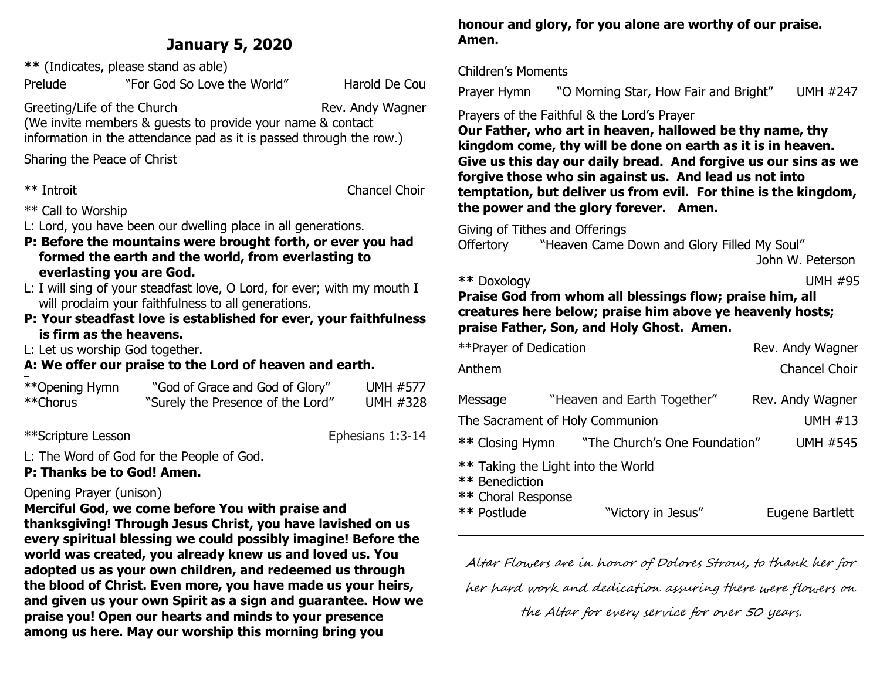# January 5, 2020

**\*\*** (Indicates, please stand as able)

Prelude "For God So Love the World" Harold De Cou

Greeting/Life of the Church Rev. Andy Wagner
(We invite members & guests to provide your name & contact information in the attendance pad as it is passed through the row.)

Sharing the Peace of Christ

** Introit Chancel Choir

** Call to Worship

L: Lord, you have been our dwelling place in all generations.

**P: Before the mountains were brought forth, or ever you had formed the earth and the world, from everlasting to everlasting you are God.**

L: I will sing of your steadfast love, O Lord, for ever; with my mouth I will proclaim your faithfulness to all generations.

**P: Your steadfast love is established for ever, your faithfulness is firm as the heavens.**

L: Let us worship God together.

**A: We offer our praise to the Lord of heaven and earth.**

**Opening Hymn "God of Grace and God of Glory" UMH #577
**Chorus "Surely the Presence of the Lord" UMH #328

**Scripture Lesson Ephesians 1:3-14

L: The Word of God for the People of God.

**P: Thanks be to God! Amen.**

Opening Prayer (unison)

**Merciful God, we come before You with praise and thanksgiving! Through Jesus Christ, you have lavished on us every spiritual blessing we could possibly imagine! Before the world was created, you already knew us and loved us. You adopted us as your own children, and redeemed us through the blood of Christ. Even more, you have made us your heirs, and given us your own Spirit as a sign and guarantee. How we praise you! Open our hearts and minds to your presence among us here. May our worship this morning bring you honour and glory, for you alone are worthy of our praise. Amen.**

Children's Moments

Prayer Hymn "O Morning Star, How Fair and Bright" UMH #247

Prayers of the Faithful & the Lord's Prayer

**Our Father, who art in heaven, hallowed be thy name, thy kingdom come, thy will be done on earth as it is in heaven. Give us this day our daily bread. And forgive us our sins as we forgive those who sin against us. And lead us not into temptation, but deliver us from evil. For thine is the kingdom, the power and the glory forever. Amen.**

Giving of Tithes and Offerings

Offertory "Heaven Came Down and Glory Filled My Soul"
John W. Peterson

**\*\*** Doxology UMH #95

**Praise God from whom all blessings flow; praise him, all creatures here below; praise him above ye heavenly hosts; praise Father, Son, and Holy Ghost. Amen.**

**Prayer of Dedication Rev. Andy Wagner

Anthem Chancel Choir

Message "Heaven and Earth Together" Rev. Andy Wagner

The Sacrament of Holy Communion UMH #13

**\*\*** Closing Hymn "The Church's One Foundation" UMH #545

**\*\*** Taking the Light into the World
**\*\*** Benediction
**\*\*** Choral Response
**\*\*** Postlude "Victory in Jesus" Eugene Bartlett

---

*Altar Flowers are in honor of Dolores Strous, to thank her for her hard work and dedication assuring there were flowers on the Altar for every service for over 50 years.*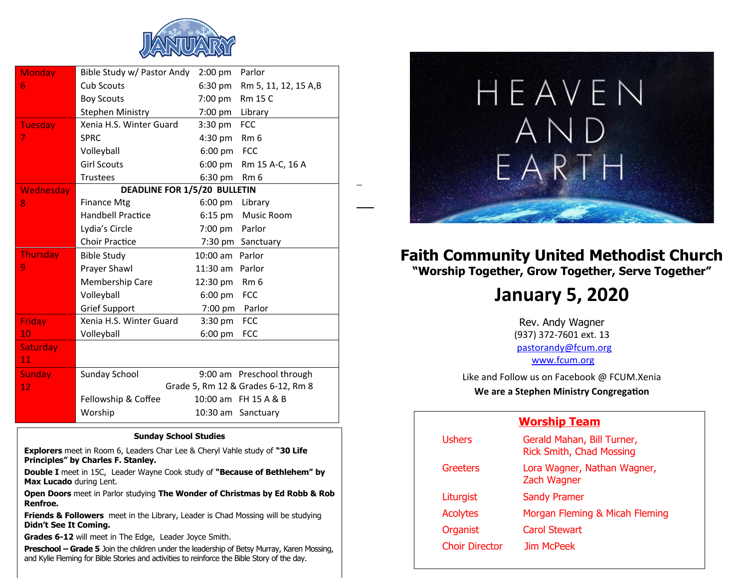# JANUARY

| Day | Event | Time | Location |
|---|---|---|---|
| Monday 6 | Bible Study w/ Pastor Andy | 2:00 pm | Parlor |
| | Cub Scouts | 6:30 pm | Rm 5, 11, 12, 15 A,B |
| | Boy Scouts | 7:00 pm | Rm 15 C |
| | Stephen Ministry | 7:00 pm | Library |
| Tuesday 7 | Xenia H.S. Winter Guard | 3:30 pm | FCC |
| | SPRC | 4:30 pm | Rm 6 |
| | Volleyball | 6:00 pm | FCC |
| | Girl Scouts | 6:00 pm | Rm 15 A-C, 16 A |
| | Trustees | 6:30 pm | Rm 6 |
| Wednesday 8 | **DEADLINE FOR 1/5/20 BULLETIN** | | |
| | Finance Mtg | 6:00 pm | Library |
| | Handbell Practice | 6:15 pm | Music Room |
| | Lydia's Circle | 7:00 pm | Parlor |
| | Choir Practice | 7:30 pm | Sanctuary |
| Thursday 9 | Bible Study | 10:00 am | Parlor |
| | Prayer Shawl | 11:30 am | Parlor |
| | Membership Care | 12:30 pm | Rm 6 |
| | Volleyball | 6:00 pm | FCC |
| | Grief Support | 7:00 pm | Parlor |
| Friday 10 | Xenia H.S. Winter Guard | 3:30 pm | FCC |
| | Volleyball | 6:00 pm | FCC |
| Saturday 11 | | | |
| Sunday 12 | Sunday School | 9:00 am | Preschool through Grade 5, Rm 12 & Grades 6-12, Rm 8 |
| | Fellowship & Coffee | 10:00 am | FH 15 A & B |
| | Worship | 10:30 am | Sanctuary |

### Sunday School Studies

**Explorers** meet in Room 6, Leaders Char Lee & Cheryl Vahle study of **"30 Life Principles" by Charles F. Stanley.**

**Double I** meet in 15C, Leader Wayne Cook study of **"Because of Bethlehem" by Max Lucado** during Lent.

**Open Doors** meet in Parlor studying **The Wonder of Christmas by Ed Robb & Rob Renfroe.**

**Friends & Followers** meet in the Library, Leader is Chad Mossing will be studying **Didn't See It Coming.**

**Grades 6-12** will meet in The Edge, Leader Joyce Smith.

**Preschool – Grade 5** Join the children under the leadership of Betsy Murray, Karen Mossing, and Kylie Fleming for Bible Stories and activities to reinforce the Bible Story of the day.

HEAVEN AND EARTH

# Faith Community United Methodist Church

**"Worship Together, Grow Together, Serve Together"**

## January 5, 2020

Rev. Andy Wagner
(937) 372-7601 ext. 13
pastorandy@fcum.org
www.fcum.org

Like and Follow us on Facebook @ FCUM.Xenia

**We are a Stephen Ministry Congregation**

### Worship Team

| Role | Names |
|---|---|
| Ushers | Gerald Mahan, Bill Turner, Rick Smith, Chad Mossing |
| Greeters | Lora Wagner, Nathan Wagner, Zach Wagner |
| Liturgist | Sandy Pramer |
| Acolytes | Morgan Fleming & Micah Fleming |
| Organist | Carol Stewart |
| Choir Director | Jim McPeek |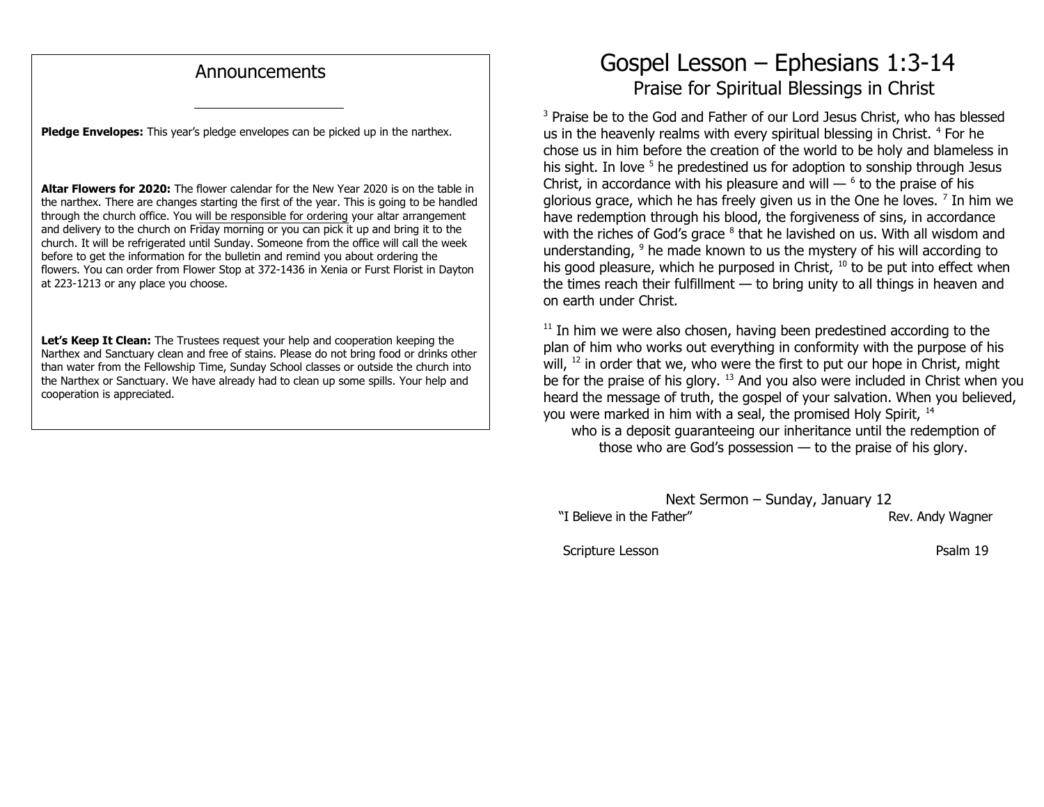## Announcements

**Pledge Envelopes:** This year's pledge envelopes can be picked up in the narthex.

**Altar Flowers for 2020:** The flower calendar for the New Year 2020 is on the table in the narthex. There are changes starting the first of the year. This is going to be handled through the church office. You will be responsible for ordering your altar arrangement and delivery to the church on Friday morning or you can pick it up and bring it to the church. It will be refrigerated until Sunday. Someone from the office will call the week before to get the information for the bulletin and remind you about ordering the flowers. You can order from Flower Stop at 372-1436 in Xenia or Furst Florist in Dayton at 223-1213 or any place you choose.

**Let's Keep It Clean:** The Trustees request your help and cooperation keeping the Narthex and Sanctuary clean and free of stains. Please do not bring food or drinks other than water from the Fellowship Time, Sunday School classes or outside the church into the Narthex or Sanctuary. We have already had to clean up some spills. Your help and cooperation is appreciated.

# Gospel Lesson – Ephesians 1:3-14

## Praise for Spiritual Blessings in Christ

[3] Praise be to the God and Father of our Lord Jesus Christ, who has blessed us in the heavenly realms with every spiritual blessing in Christ. [4] For he chose us in him before the creation of the world to be holy and blameless in his sight. In love [5] he predestined us for adoption to sonship through Jesus Christ, in accordance with his pleasure and will — [6] to the praise of his glorious grace, which he has freely given us in the One he loves. [7] In him we have redemption through his blood, the forgiveness of sins, in accordance with the riches of God's grace [8] that he lavished on us. With all wisdom and understanding, [9] he made known to us the mystery of his will according to his good pleasure, which he purposed in Christ, [10] to be put into effect when the times reach their fulfillment — to bring unity to all things in heaven and on earth under Christ.

[11] In him we were also chosen, having been predestined according to the plan of him who works out everything in conformity with the purpose of his will, [12] in order that we, who were the first to put our hope in Christ, might be for the praise of his glory. [13] And you also were included in Christ when you heard the message of truth, the gospel of your salvation. When you believed, you were marked in him with a seal, the promised Holy Spirit, [14] who is a deposit guaranteeing our inheritance until the redemption of those who are God's possession — to the praise of his glory.

Next Sermon – Sunday, January 12

"I Believe in the Father" Rev. Andy Wagner

Scripture Lesson Psalm 19